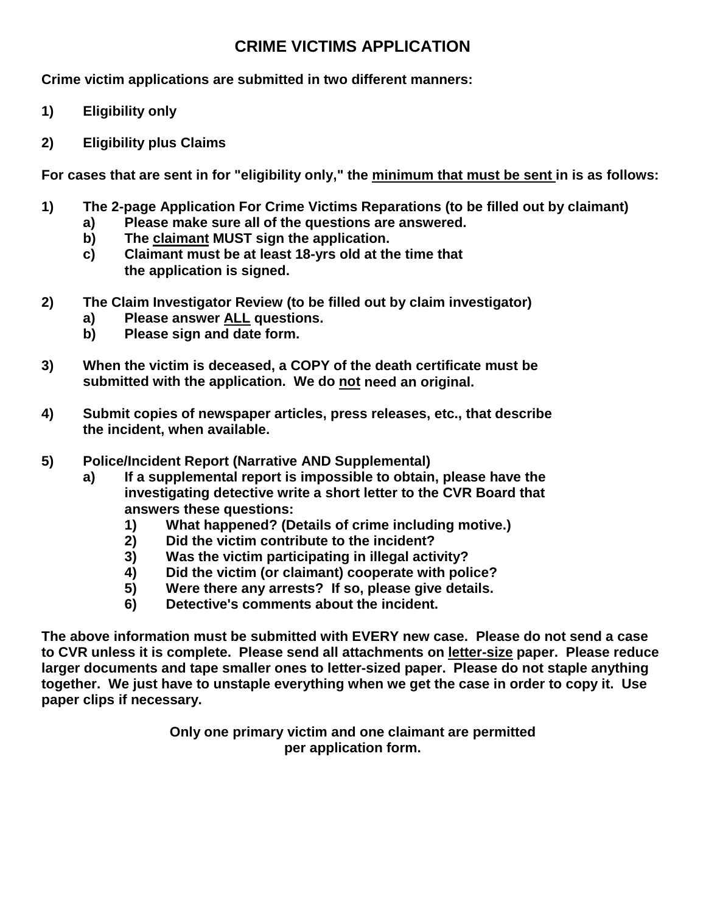# CRIME VICTIMS APPLICATION

**Crime victim applications are submitted in two different manners:**

1) **Eligibility only**
2) **Eligibility plus Claims**

**For cases that are sent in for "eligibility only," the <u>minimum that must be sent</u> in is as follows:**

1) **The 2-page Application For Crime Victims Reparations (to be filled out by claimant)**
   a) **Please make sure all of the questions are answered.**
   b) **The <u>claimant</u> MUST sign the application.**
   c) **Claimant must be at least 18-yrs old at the time that the application is signed.**

2) **The Claim Investigator Review (to be filled out by claim investigator)**
   a) **Please answer <u>ALL</u> questions.**
   b) **Please sign and date form.**

3) **When the victim is deceased, a COPY of the death certificate must be submitted with the application. We do <u>not</u> need an original.**

4) **Submit copies of newspaper articles, press releases, etc., that describe the incident, when available.**

5) **Police/Incident Report (Narrative AND Supplemental)**
   a) **If a supplemental report is impossible to obtain, please have the investigating detective write a short letter to the CVR Board that answers these questions:**
      1) **What happened? (Details of crime including motive.)**
      2) **Did the victim contribute to the incident?**
      3) **Was the victim participating in illegal activity?**
      4) **Did the victim (or claimant) cooperate with police?**
      5) **Were there any arrests? If so, please give details.**
      6) **Detective's comments about the incident.**

**The above information must be submitted with EVERY new case. Please do not send a case to CVR unless it is complete. Please send all attachments on <u>letter-size</u> paper. Please reduce larger documents and tape smaller ones to letter-sized paper. Please do not staple anything together. We just have to unstaple everything when we get the case in order to copy it. Use paper clips if necessary.**

**Only one primary victim and one claimant are permitted per application form.**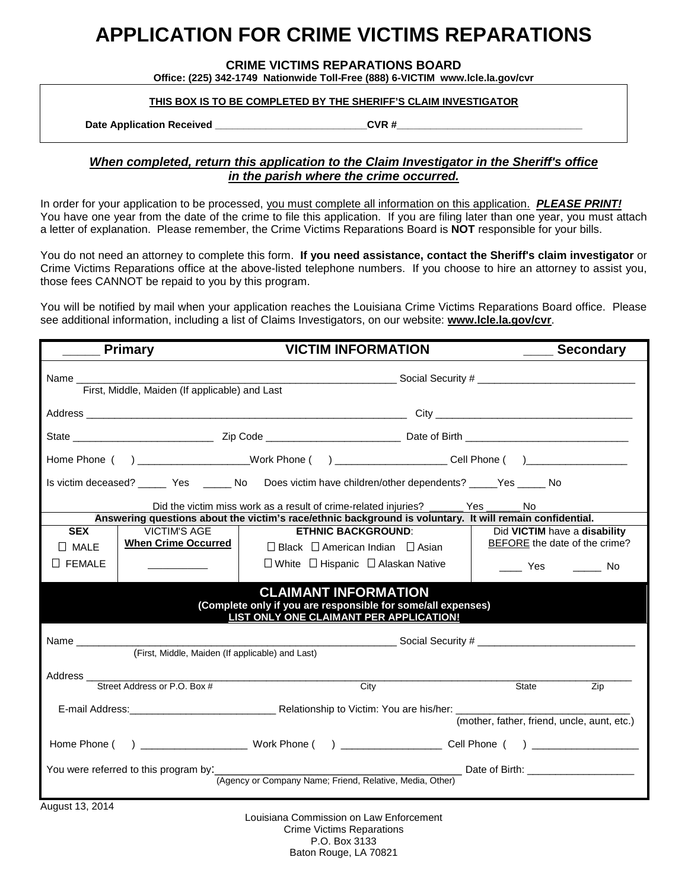# APPLICATION FOR CRIME VICTIMS REPARATIONS

**CRIME VICTIMS REPARATIONS BOARD**
**Office: (225) 342-1749 Nationwide Toll-Free (888) 6-VICTIM www.lcle.la.gov/cvr**

**THIS BOX IS TO BE COMPLETED BY THE SHERIFF'S CLAIM INVESTIGATOR**

**Date Application Received ___________________________CVR #_________________________________**

***When completed, return this application to the Claim Investigator in the Sheriff's office in the parish where the crime occurred.***

In order for your application to be processed, you must complete all information on this application. ***PLEASE PRINT!*** You have one year from the date of the crime to file this application. If you are filing later than one year, you must attach a letter of explanation. Please remember, the Crime Victims Reparations Board is **NOT** responsible for your bills.

You do not need an attorney to complete this form. **If you need assistance, contact the Sheriff's claim investigator** or Crime Victims Reparations office at the above-listed telephone numbers. If you choose to hire an attorney to assist you, those fees CANNOT be repaid to you by this program.

You will be notified by mail when your application reaches the Louisiana Crime Victims Reparations Board office. Please see additional information, including a list of Claims Investigators, on our website: **www.lcle.la.gov/cvr**.

## _____ Primary VICTIM INFORMATION ____ Secondary

Name ___________________________________________________________ Social Security # ____________________________
First, Middle, Maiden (If applicable) and Last

Address ___________________________________________________________ City ___________________________________

State _________________________ Zip Code _______________________ Date of Birth ____________________________

Home Phone ( ) ___________________Work Phone ( ) ___________________ Cell Phone ( )_________________

Is victim deceased? _____ Yes _____ No Does victim have children/other dependents? _____Yes _____ No

Did the victim miss work as a result of crime-related injuries? ______ Yes ______ No

**Answering questions about the victim's race/ethnic background is voluntary. It will remain confidential.**

| **SEX** | VICTIM'S AGE **When Crime Occurred** | **ETHNIC BACKGROUND**: | Did **VICTIM** have a **disability** BEFORE the date of the crime? |
|---|---|---|---|
| ☐ MALE | __________ | ☐ Black ☐ American Indian ☐ Asian | ____ Yes _____ No |
| ☐ FEMALE | | ☐ White ☐ Hispanic ☐ Alaskan Native | |

## CLAIMANT INFORMATION

**(Complete only if you are responsible for some/all expenses)**
**LIST ONLY ONE CLAIMANT PER APPLICATION!**

Name ___________________________________________________________ Social Security # ____________________________
(First, Middle, Maiden (If applicable) and Last)

Address ______________________________________________________________________________________________
Street Address or P.O. Box # City State Zip

E-mail Address:_________________________ Relationship to Victim: You are his/her: ______________________________
(mother, father, friend, uncle, aunt, etc.)

Home Phone ( ) ___________________ Work Phone ( ) _________________ Cell Phone ( ) ___________________

You were referred to this program by:_________________________________________ Date of Birth: ___________________
(Agency or Company Name; Friend, Relative, Media, Other)

August 13, 2014

Louisiana Commission on Law Enforcement
Crime Victims Reparations
P.O. Box 3133
Baton Rouge, LA 70821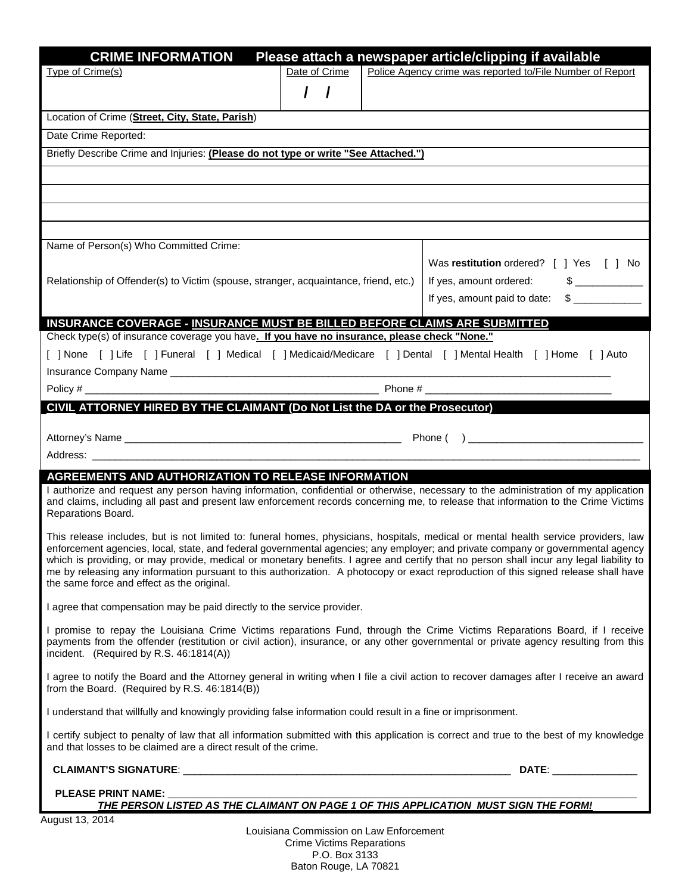## CRIME INFORMATION Please attach a newspaper article/clipping if available

| Type of Crime(s) | Date of Crime | Police Agency crime was reported to/File Number of Report |
|---|---|---|
| | / / | |

Location of Crime (**Street, City, State, Parish**)

Date Crime Reported:

Briefly Describe Crime and Injuries: **(Please do not type or write "See Attached.")**

Name of Person(s) Who Committed Crime:

Relationship of Offender(s) to Victim (spouse, stranger, acquaintance, friend, etc.)

Was **restitution** ordered? [ ] Yes [ ] No

If yes, amount ordered: $ ____________

If yes, amount paid to date: $ ____________

## INSURANCE COVERAGE - INSURANCE MUST BE BILLED BEFORE CLAIMS ARE SUBMITTED

Check type(s) of insurance coverage you have**. If you have no insurance, please check "None."**

[ ] None [ ] Life [ ] Funeral [ ] Medical [ ] Medicaid/Medicare [ ] Dental [ ] Mental Health [ ] Home [ ] Auto

Insurance Company Name ____________________________________________________________________________

Policy # ____________________________________________ Phone # ______________________________

## CIVIL ATTORNEY HIRED BY THE CLAIMANT (Do Not List the DA or the Prosecutor)

Attorney's Name ____________________________________________ Phone ( ) ____________________________

Address: ______________________________________________________________________________________

## AGREEMENTS AND AUTHORIZATION TO RELEASE INFORMATION

I authorize and request any person having information, confidential or otherwise, necessary to the administration of my application and claims, including all past and present law enforcement records concerning me, to release that information to the Crime Victims Reparations Board.

This release includes, but is not limited to: funeral homes, physicians, hospitals, medical or mental health service providers, law enforcement agencies, local, state, and federal governmental agencies; any employer; and private company or governmental agency which is providing, or may provide, medical or monetary benefits. I agree and certify that no person shall incur any legal liability to me by releasing any information pursuant to this authorization. A photocopy or exact reproduction of this signed release shall have the same force and effect as the original.

I agree that compensation may be paid directly to the service provider.

I promise to repay the Louisiana Crime Victims reparations Fund, through the Crime Victims Reparations Board, if I receive payments from the offender (restitution or civil action), insurance, or any other governmental or private agency resulting from this incident. (Required by R.S. 46:1814(A))

I agree to notify the Board and the Attorney general in writing when I file a civil action to recover damages after I receive an award from the Board. (Required by R.S. 46:1814(B))

I understand that willfully and knowingly providing false information could result in a fine or imprisonment.

I certify subject to penalty of law that all information submitted with this application is correct and true to the best of my knowledge and that losses to be claimed are a direct result of the crime.

**CLAIMANT'S SIGNATURE**: ______________________________________________________ **DATE**: ______________

**PLEASE PRINT NAME:** ______________________________________________________________________________

***THE PERSON LISTED AS THE CLAIMANT ON PAGE 1 OF THIS APPLICATION MUST SIGN THE FORM!***

August 13, 2014

Louisiana Commission on Law Enforcement
Crime Victims Reparations
P.O. Box 3133
Baton Rouge, LA 70821